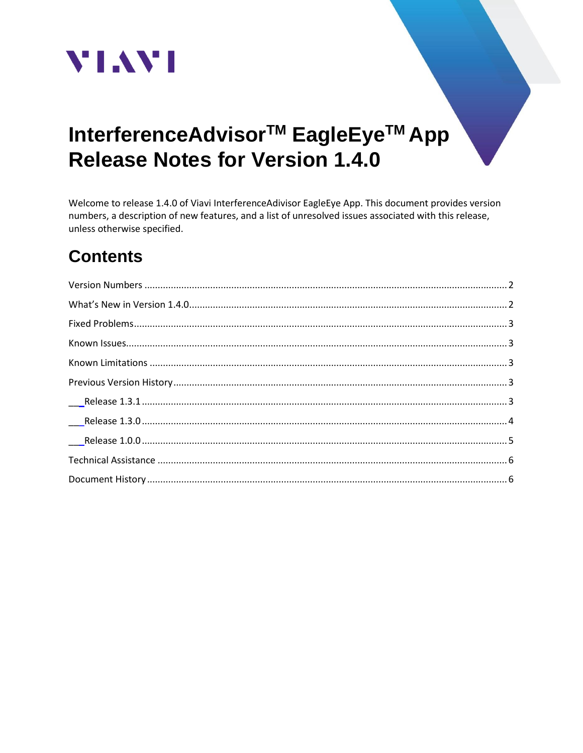VIAVI

# InterferenceAdvisor™ EagleEye™ App Release Notes for Version 1.4.0

Welcome to release 1.4.0 of Viavi InterferenceAdivisor EagleEye App. This document provides version numbers, a description of new features, and a list of unresolved issues associated with this release, unless otherwise specified.

## Contents

- Version Numbers ........ 2
- What's New in Version 1.4.0 ........ 2
- Fixed Problems ........ 3
- Known Issues ........ 3
- Known Limitations ........ 3
- Previous Version History ........ 3
  - Release 1.3.1 ........ 3
  - Release 1.3.0 ........ 4
  - Release 1.0.0 ........ 5
- Technical Assistance ........ 6
- Document History ........ 6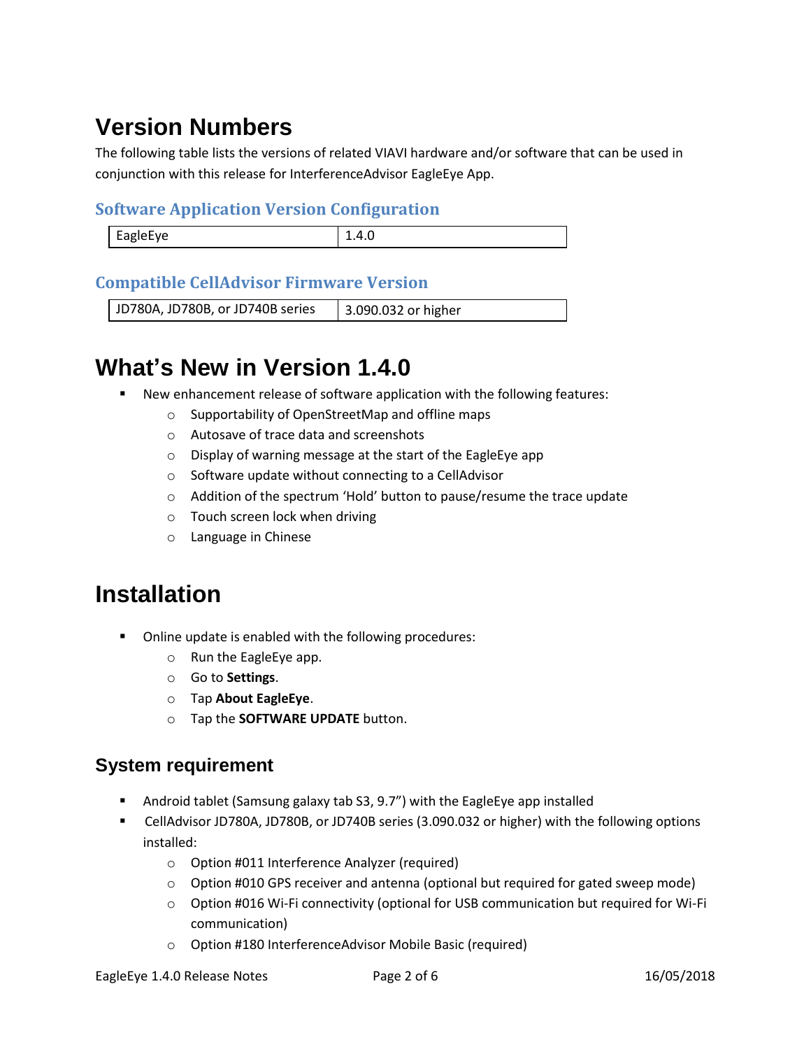# Version Numbers

The following table lists the versions of related VIAVI hardware and/or software that can be used in conjunction with this release for InterferenceAdvisor EagleEye App.

### Software Application Version Configuration

| EagleEye | 1.4.0 |
| --- | --- |

### Compatible CellAdvisor Firmware Version

| JD780A, JD780B, or JD740B series | 3.090.032 or higher |
| --- | --- |

# What's New in Version 1.4.0

- New enhancement release of software application with the following features:
  - Supportability of OpenStreetMap and offline maps
  - Autosave of trace data and screenshots
  - Display of warning message at the start of the EagleEye app
  - Software update without connecting to a CellAdvisor
  - Addition of the spectrum 'Hold' button to pause/resume the trace update
  - Touch screen lock when driving
  - Language in Chinese

# Installation

- Online update is enabled with the following procedures:
  - Run the EagleEye app.
  - Go to **Settings**.
  - Tap **About EagleEye**.
  - Tap the **SOFTWARE UPDATE** button.

## System requirement

- Android tablet (Samsung galaxy tab S3, 9.7") with the EagleEye app installed
- CellAdvisor JD780A, JD780B, or JD740B series (3.090.032 or higher) with the following options installed:
  - Option #011 Interference Analyzer (required)
  - Option #010 GPS receiver and antenna (optional but required for gated sweep mode)
  - Option #016 Wi-Fi connectivity (optional for USB communication but required for Wi-Fi communication)
  - Option #180 InterferenceAdvisor Mobile Basic (required)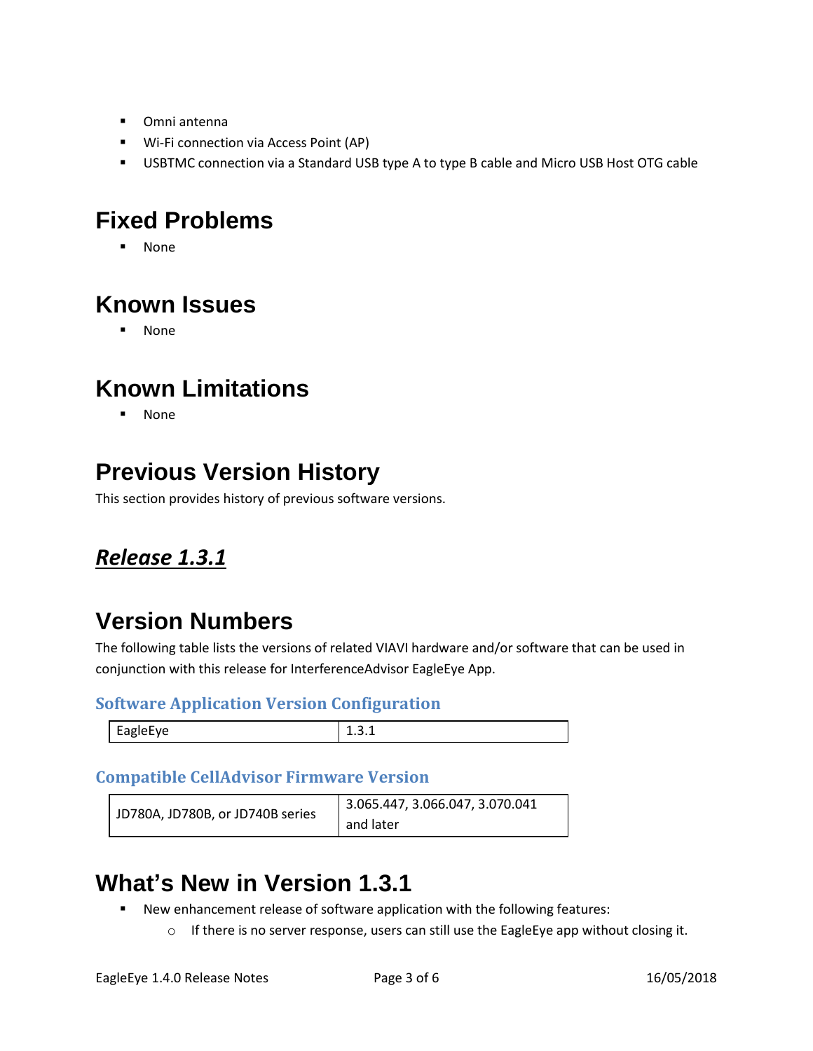- Omni antenna
- Wi-Fi connection via Access Point (AP)
- USBTMC connection via a Standard USB type A to type B cable and Micro USB Host OTG cable

# Fixed Problems

- None

# Known Issues

- None

# Known Limitations

- None

# Previous Version History

This section provides history of previous software versions.

## ***Release 1.3.1***

# Version Numbers

The following table lists the versions of related VIAVI hardware and/or software that can be used in conjunction with this release for InterferenceAdvisor EagleEye App.

### Software Application Version Configuration

| EagleEye | 1.3.1 |
|---|---|

### Compatible CellAdvisor Firmware Version

| JD780A, JD780B, or JD740B series | 3.065.447, 3.066.047, 3.070.041 and later |
|---|---|

# What's New in Version 1.3.1

- New enhancement release of software application with the following features:
  - If there is no server response, users can still use the EagleEye app without closing it.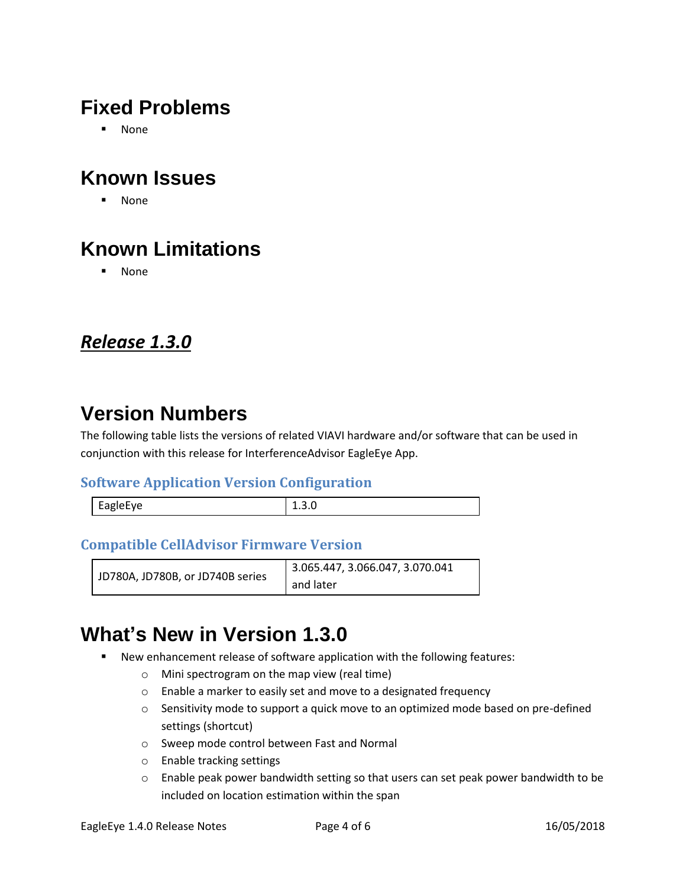## Fixed Problems

- None

## Known Issues

- None

## Known Limitations

- None

# ***Release 1.3.0***

## Version Numbers

The following table lists the versions of related VIAVI hardware and/or software that can be used in conjunction with this release for InterferenceAdvisor EagleEye App.

### Software Application Version Configuration

| EagleEye | 1.3.0 |
|---|---|

### Compatible CellAdvisor Firmware Version

| JD780A, JD780B, or JD740B series | 3.065.447, 3.066.047, 3.070.041 and later |
|---|---|

## What's New in Version 1.3.0

- New enhancement release of software application with the following features:
  - Mini spectrogram on the map view (real time)
  - Enable a marker to easily set and move to a designated frequency
  - Sensitivity mode to support a quick move to an optimized mode based on pre-defined settings (shortcut)
  - Sweep mode control between Fast and Normal
  - Enable tracking settings
  - Enable peak power bandwidth setting so that users can set peak power bandwidth to be included on location estimation within the span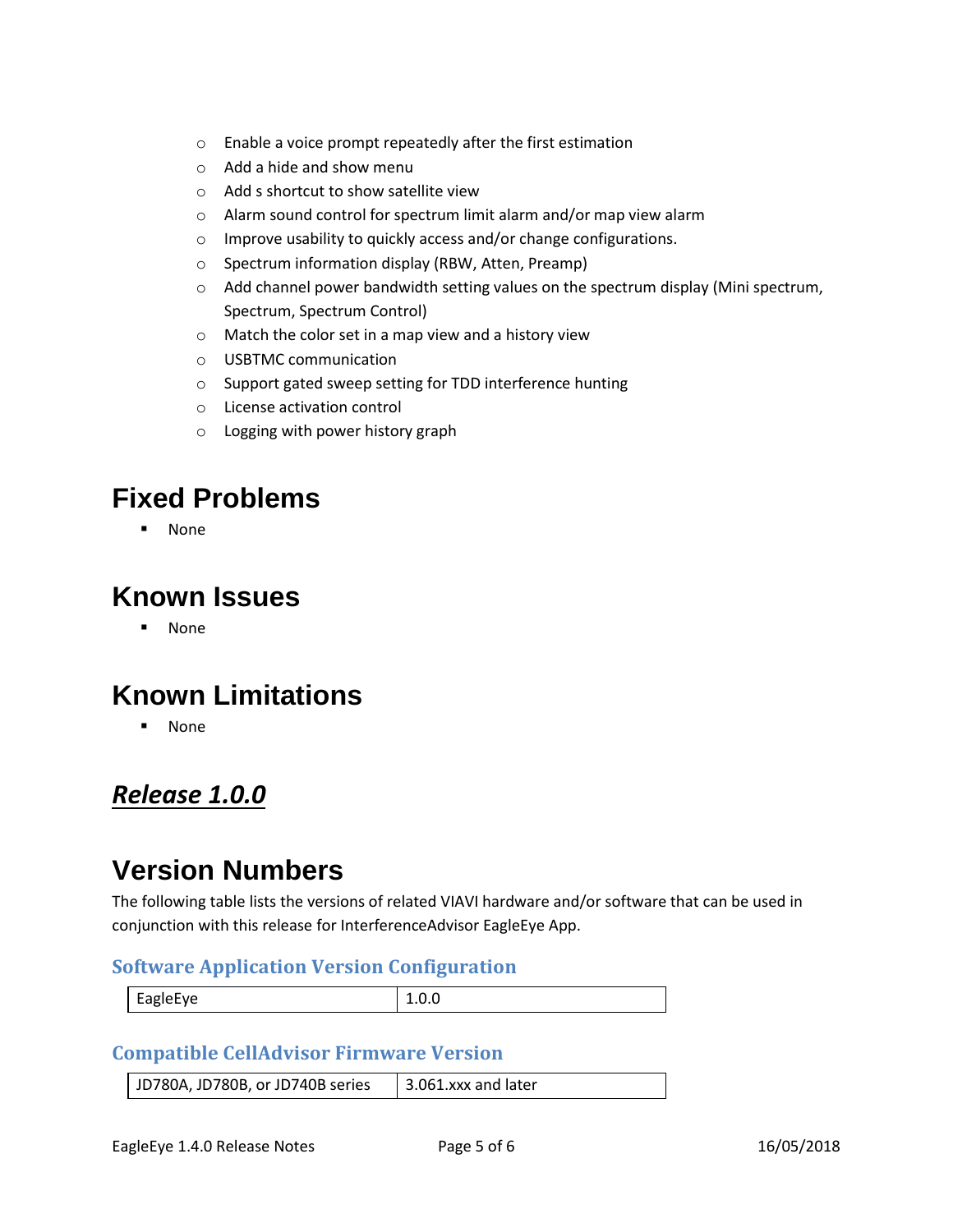- Enable a voice prompt repeatedly after the first estimation
- Add a hide and show menu
- Add s shortcut to show satellite view
- Alarm sound control for spectrum limit alarm and/or map view alarm
- Improve usability to quickly access and/or change configurations.
- Spectrum information display (RBW, Atten, Preamp)
- Add channel power bandwidth setting values on the spectrum display (Mini spectrum, Spectrum, Spectrum Control)
- Match the color set in a map view and a history view
- USBTMC communication
- Support gated sweep setting for TDD interference hunting
- License activation control
- Logging with power history graph

# Fixed Problems

- None

# Known Issues

- None

# Known Limitations

- None

## ***Release 1.0.0***

# Version Numbers

The following table lists the versions of related VIAVI hardware and/or software that can be used in conjunction with this release for InterferenceAdvisor EagleEye App.

### Software Application Version Configuration

| EagleEye | 1.0.0 |
| --- | --- |

### Compatible CellAdvisor Firmware Version

| JD780A, JD780B, or JD740B series | 3.061.xxx and later |
| --- | --- |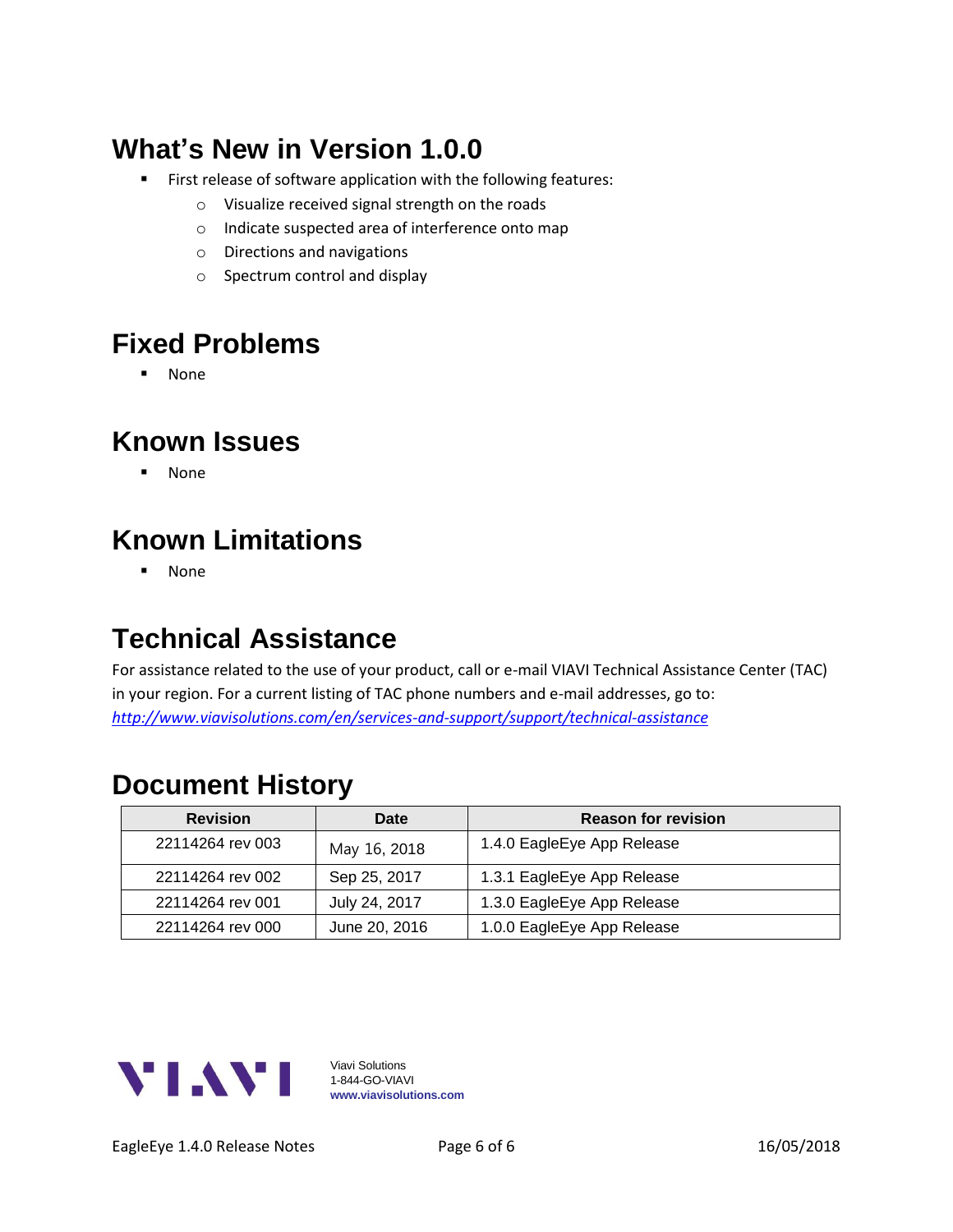## What's New in Version 1.0.0

- First release of software application with the following features:
  - Visualize received signal strength on the roads
  - Indicate suspected area of interference onto map
  - Directions and navigations
  - Spectrum control and display

## Fixed Problems

- None

## Known Issues

- None

## Known Limitations

- None

## Technical Assistance

For assistance related to the use of your product, call or e-mail VIAVI Technical Assistance Center (TAC) in your region. For a current listing of TAC phone numbers and e-mail addresses, go to: *http://www.viavisolutions.com/en/services-and-support/support/technical-assistance*

## Document History

| Revision | Date | Reason for revision |
|---|---|---|
| 22114264 rev 003 | May 16, 2018 | 1.4.0 EagleEye App Release |
| 22114264 rev 002 | Sep 25, 2017 | 1.3.1 EagleEye App Release |
| 22114264 rev 001 | July 24, 2017 | 1.3.0 EagleEye App Release |
| 22114264 rev 000 | June 20, 2016 | 1.0.0 EagleEye App Release |

VIAVI

Viavi Solutions
1-844-GO-VIAVI
**www.viavisolutions.com**